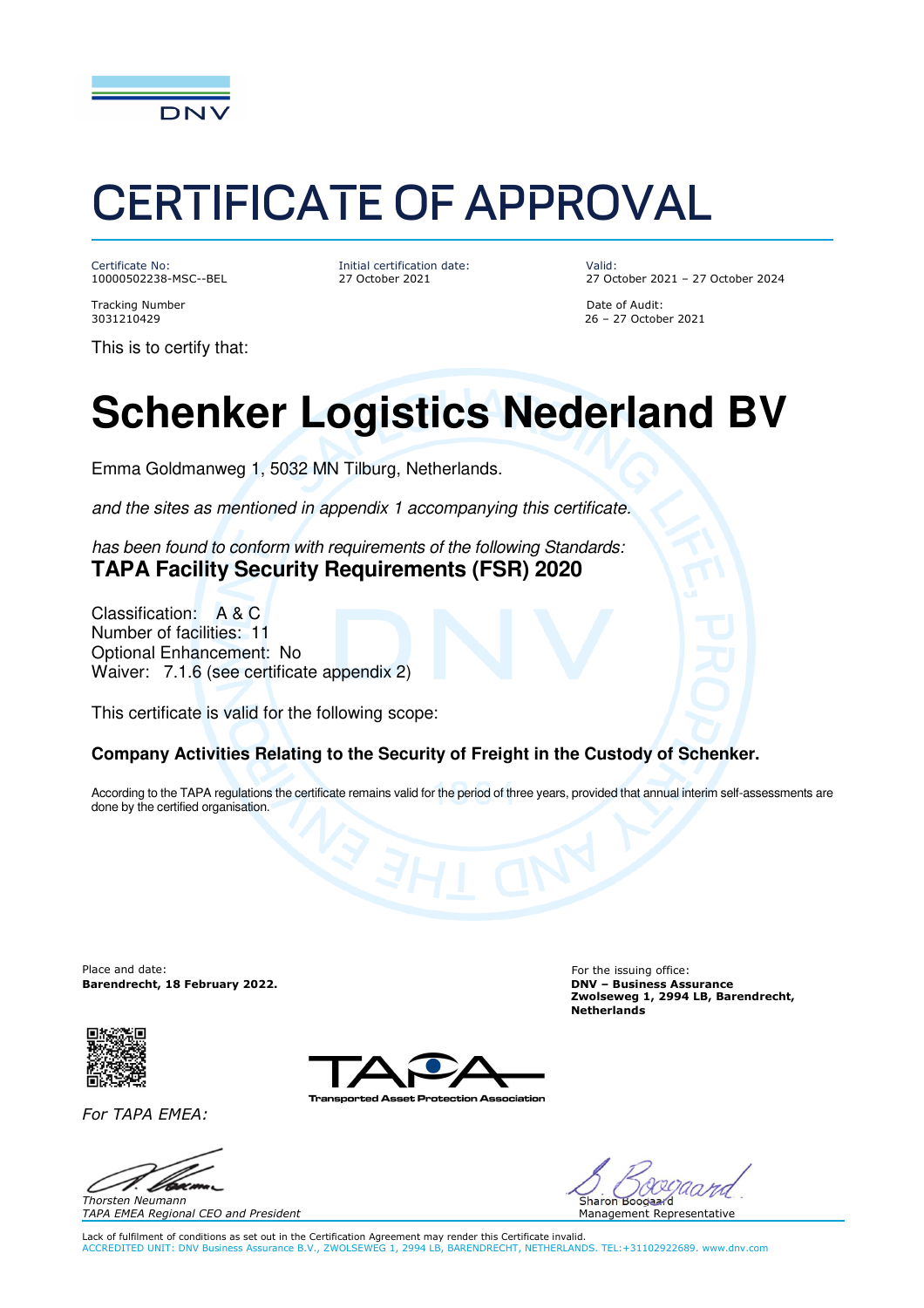DNV

# CERTIFICATE OF APPROVAL

Certificate No:
10000502238-MSC--BEL

Initial certification date:
27 October 2021

Valid:
27 October 2021 – 27 October 2024

Tracking Number
3031210429

Date of Audit:
26 – 27 October 2021

This is to certify that:

# Schenker Logistics Nederland BV

Emma Goldmanweg 1, 5032 MN Tilburg, Netherlands.

*and the sites as mentioned in appendix 1 accompanying this certificate.*

*has been found to conform with requirements of the following Standards:*
**TAPA Facility Security Requirements (FSR) 2020**

Classification: A & C
Number of facilities: 11
Optional Enhancement: No
Waiver: 7.1.6 (see certificate appendix 2)

This certificate is valid for the following scope:

**Company Activities Relating to the Security of Freight in the Custody of Schenker.**

According to the TAPA regulations the certificate remains valid for the period of three years, provided that annual interim self-assessments are done by the certified organisation.

Place and date:
**Barendrecht, 18 February 2022.**

For the issuing office:
**DNV – Business Assurance**
**Zwolseweg 1, 2994 LB, Barendrecht, Netherlands**

TAPA
Transported Asset Protection Association

*For TAPA EMEA:*

*Thorsten Neumann*
*TAPA EMEA Regional CEO and President*

Sharon Boogaard
Management Representative

Lack of fulfilment of conditions as set out in the Certification Agreement may render this Certificate invalid.
ACCREDITED UNIT: DNV Business Assurance B.V., ZWOLSEWEG 1, 2994 LB, BARENDRECHT, NETHERLANDS. TEL:+31102922689. www.dnv.com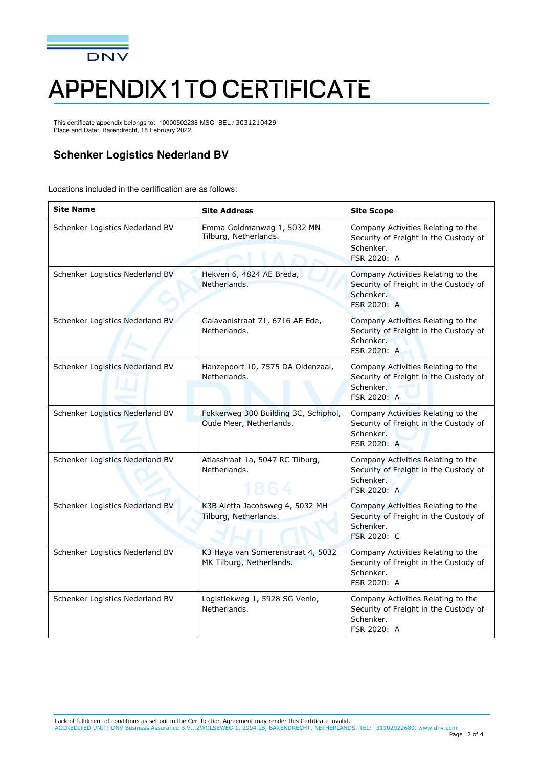# APPENDIX 1 TO CERTIFICATE

This certificate appendix belongs to: 10000502238-MSC--BEL / 3031210429
Place and Date: Barendrecht, 18 February 2022.

## Schenker Logistics Nederland BV

Locations included in the certification are as follows:

| Site Name | Site Address | Site Scope |
|---|---|---|
| Schenker Logistics Nederland BV | Emma Goldmanweg 1, 5032 MN Tilburg, Netherlands. | Company Activities Relating to the Security of Freight in the Custody of Schenker. FSR 2020: A |
| Schenker Logistics Nederland BV | Hekven 6, 4824 AE Breda, Netherlands. | Company Activities Relating to the Security of Freight in the Custody of Schenker. FSR 2020: A |
| Schenker Logistics Nederland BV | Galavanistraat 71, 6716 AE Ede, Netherlands. | Company Activities Relating to the Security of Freight in the Custody of Schenker. FSR 2020: A |
| Schenker Logistics Nederland BV | Hanzepoort 10, 7575 DA Oldenzaal, Netherlands. | Company Activities Relating to the Security of Freight in the Custody of Schenker. FSR 2020: A |
| Schenker Logistics Nederland BV | Fokkerweg 300 Building 3C, Schiphol, Oude Meer, Netherlands. | Company Activities Relating to the Security of Freight in the Custody of Schenker. FSR 2020: A |
| Schenker Logistics Nederland BV | Atlasstraat 1a, 5047 RC Tilburg, Netherlands. | Company Activities Relating to the Security of Freight in the Custody of Schenker. FSR 2020: A |
| Schenker Logistics Nederland BV | K3B Aletta Jacobsweg 4, 5032 MH Tilburg, Netherlands. | Company Activities Relating to the Security of Freight in the Custody of Schenker. FSR 2020: C |
| Schenker Logistics Nederland BV | K3 Haya van Somerenstraat 4, 5032 MK Tilburg, Netherlands. | Company Activities Relating to the Security of Freight in the Custody of Schenker. FSR 2020: A |
| Schenker Logistics Nederland BV | Logistiekweg 1, 5928 SG Venlo, Netherlands. | Company Activities Relating to the Security of Freight in the Custody of Schenker. FSR 2020: A |

Lack of fulfilment of conditions as set out in the Certification Agreement may render this Certificate invalid.
ACCREDITED UNIT: DNV Business Assurance B.V., ZWOLSEWEG 1, 2994 LB, BARENDRECHT, NETHERLANDS. TEL:+31102922689. www.dnv.com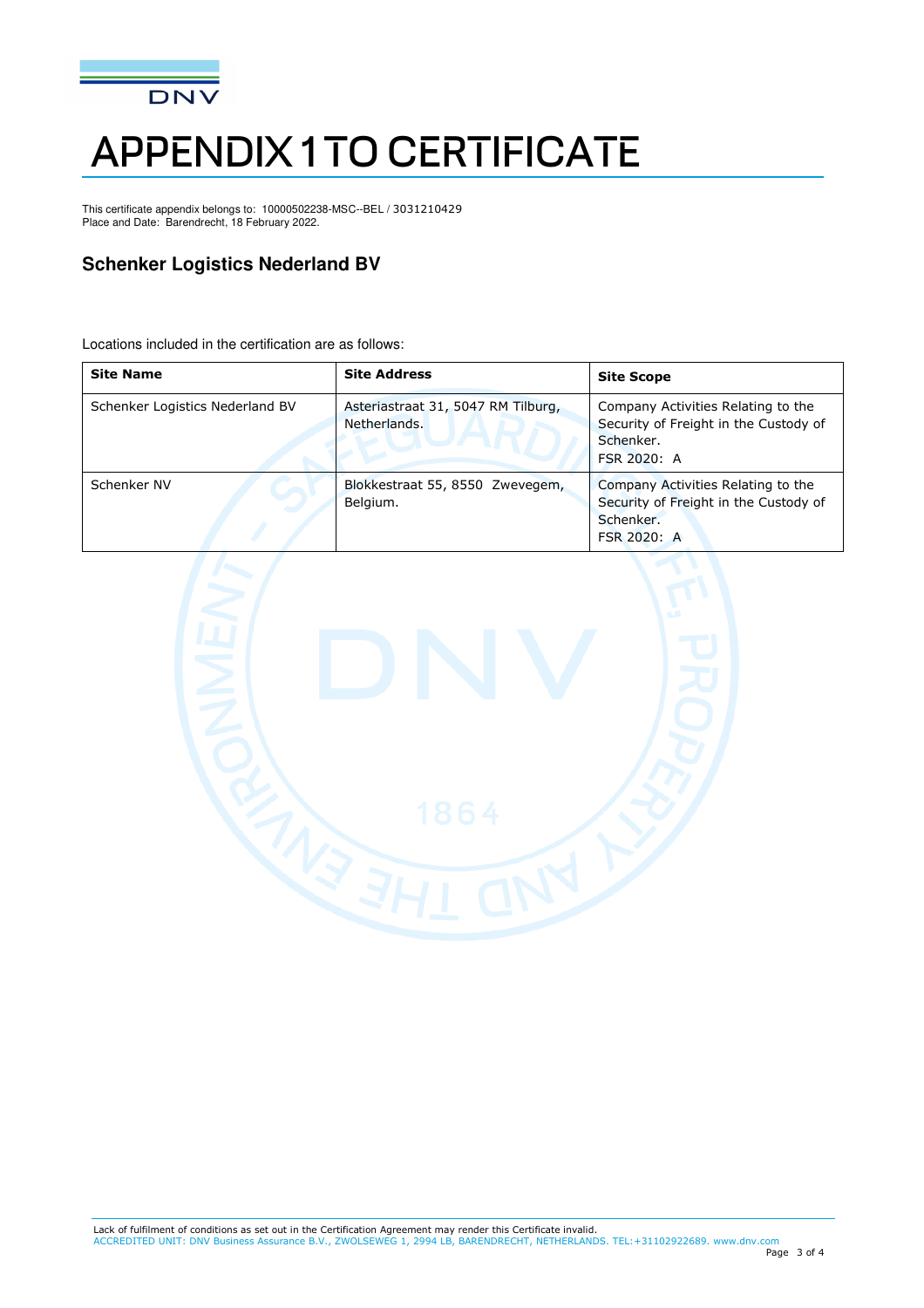# APPENDIX 1 TO CERTIFICATE

This certificate appendix belongs to: 10000502238-MSC--BEL / 3031210429
Place and Date: Barendrecht, 18 February 2022.

## Schenker Logistics Nederland BV

Locations included in the certification are as follows:

| Site Name | Site Address | Site Scope |
|---|---|---|
| Schenker Logistics Nederland BV | Asteriastraat 31, 5047 RM Tilburg, Netherlands. | Company Activities Relating to the Security of Freight in the Custody of Schenker.<br>FSR 2020: A |
| Schenker NV | Blokkestraat 55, 8550 Zwevegem, Belgium. | Company Activities Relating to the Security of Freight in the Custody of Schenker.<br>FSR 2020: A |

Lack of fulfilment of conditions as set out in the Certification Agreement may render this Certificate invalid.
ACCREDITED UNIT: DNV Business Assurance B.V., ZWOLSEWEG 1, 2994 LB, BARENDRECHT, NETHERLANDS. TEL:+31102922689. www.dnv.com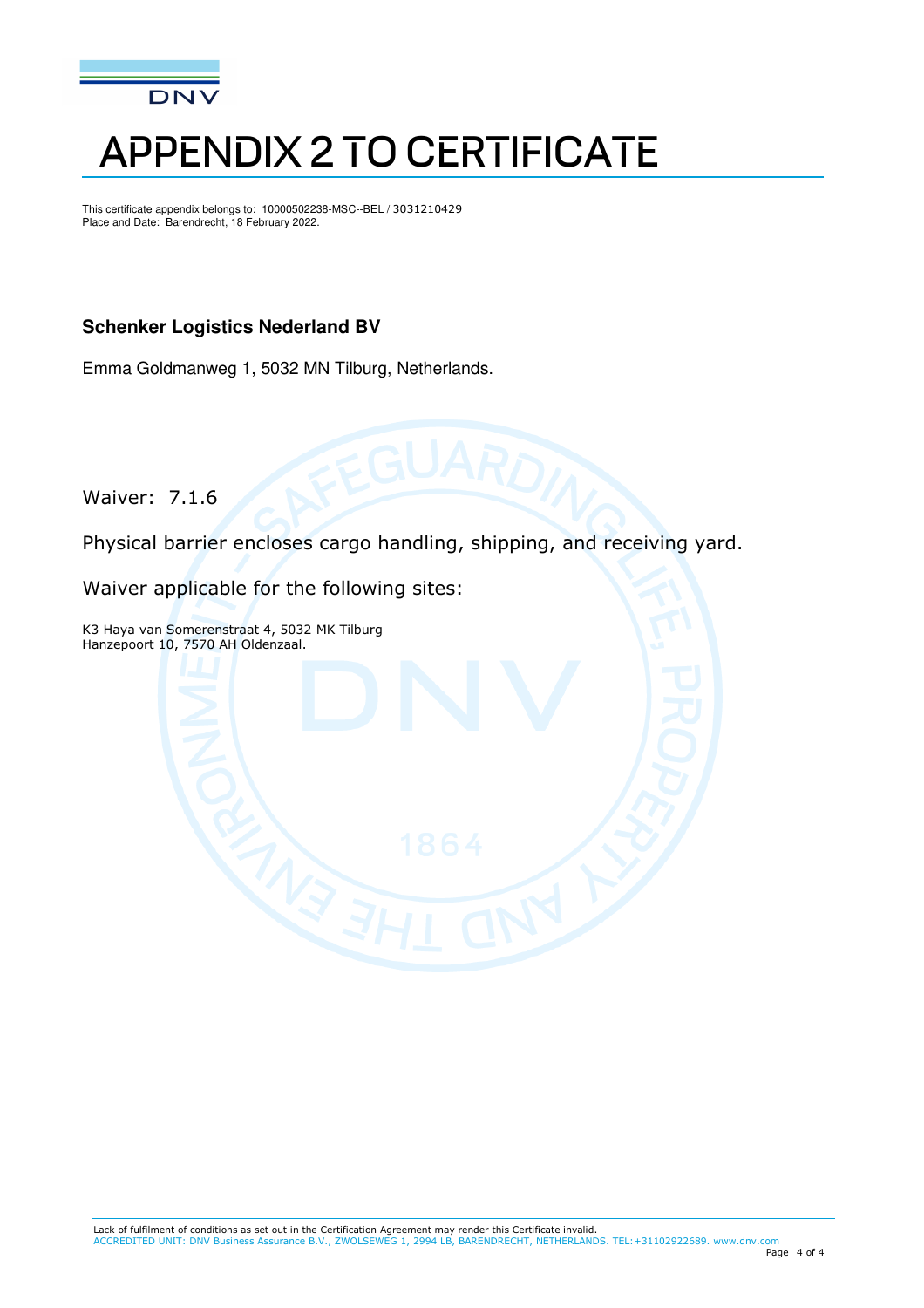# APPENDIX 2 TO CERTIFICATE

This certificate appendix belongs to: 10000502238-MSC--BEL / 3031210429
Place and Date: Barendrecht, 18 February 2022.

**Schenker Logistics Nederland BV**

Emma Goldmanweg 1, 5032 MN Tilburg, Netherlands.

Waiver: 7.1.6

Physical barrier encloses cargo handling, shipping, and receiving yard.

Waiver applicable for the following sites:

K3 Haya van Somerenstraat 4, 5032 MK Tilburg
Hanzepoort 10, 7570 AH Oldenzaal.

Lack of fulfilment of conditions as set out in the Certification Agreement may render this Certificate invalid.
ACCREDITED UNIT: DNV Business Assurance B.V., ZWOLSEWEG 1, 2994 LB, BARENDRECHT, NETHERLANDS. TEL:+31102922689. www.dnv.com